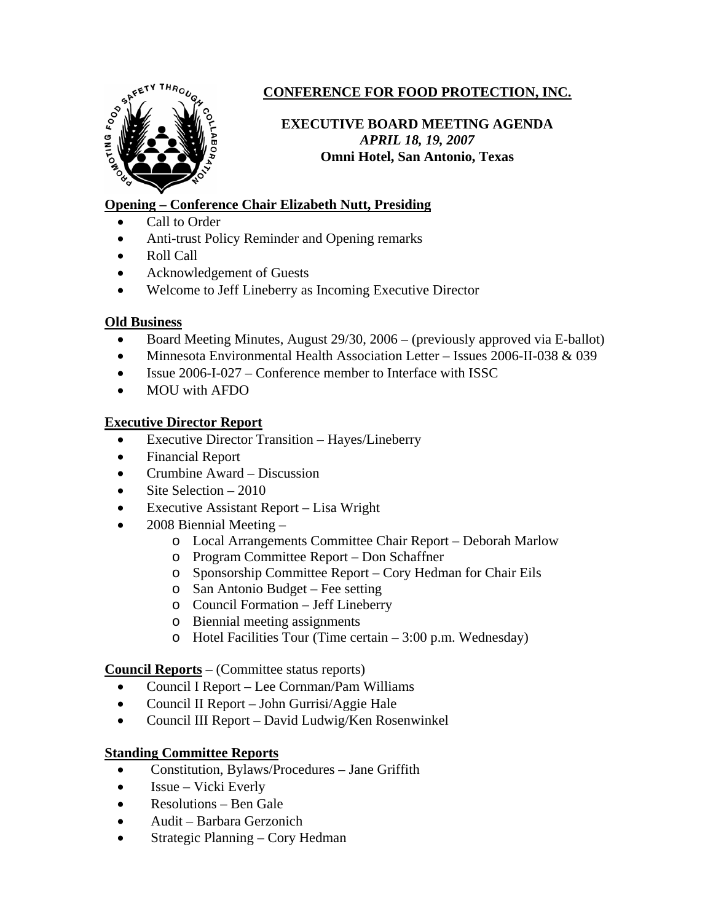# CONFERENCE FOR FOOD PROTECTION, INC.

**EXECUTIVE BOARD MEETING AGENDA**
***APRIL 18, 19, 2007***
**Omni Hotel, San Antonio, Texas**

## Opening – Conference Chair Elizabeth Nutt, Presiding

- Call to Order
- Anti-trust Policy Reminder and Opening remarks
- Roll Call
- Acknowledgement of Guests
- Welcome to Jeff Lineberry as Incoming Executive Director

## Old Business

- Board Meeting Minutes, August 29/30, 2006 – (previously approved via E-ballot)
- Minnesota Environmental Health Association Letter – Issues 2006-II-038 & 039
- Issue 2006-I-027 – Conference member to Interface with ISSC
- MOU with AFDO

## Executive Director Report

- Executive Director Transition – Hayes/Lineberry
- Financial Report
- Crumbine Award – Discussion
- Site Selection – 2010
- Executive Assistant Report – Lisa Wright
- 2008 Biennial Meeting –
  - Local Arrangements Committee Chair Report – Deborah Marlow
  - Program Committee Report – Don Schaffner
  - Sponsorship Committee Report – Cory Hedman for Chair Eils
  - San Antonio Budget – Fee setting
  - Council Formation – Jeff Lineberry
  - Biennial meeting assignments
  - Hotel Facilities Tour (Time certain – 3:00 p.m. Wednesday)

**Council Reports** – (Committee status reports)

- Council I Report – Lee Cornman/Pam Williams
- Council II Report – John Gurrisi/Aggie Hale
- Council III Report – David Ludwig/Ken Rosenwinkel

## Standing Committee Reports

- Constitution, Bylaws/Procedures – Jane Griffith
- Issue – Vicki Everly
- Resolutions – Ben Gale
- Audit – Barbara Gerzonich
- Strategic Planning – Cory Hedman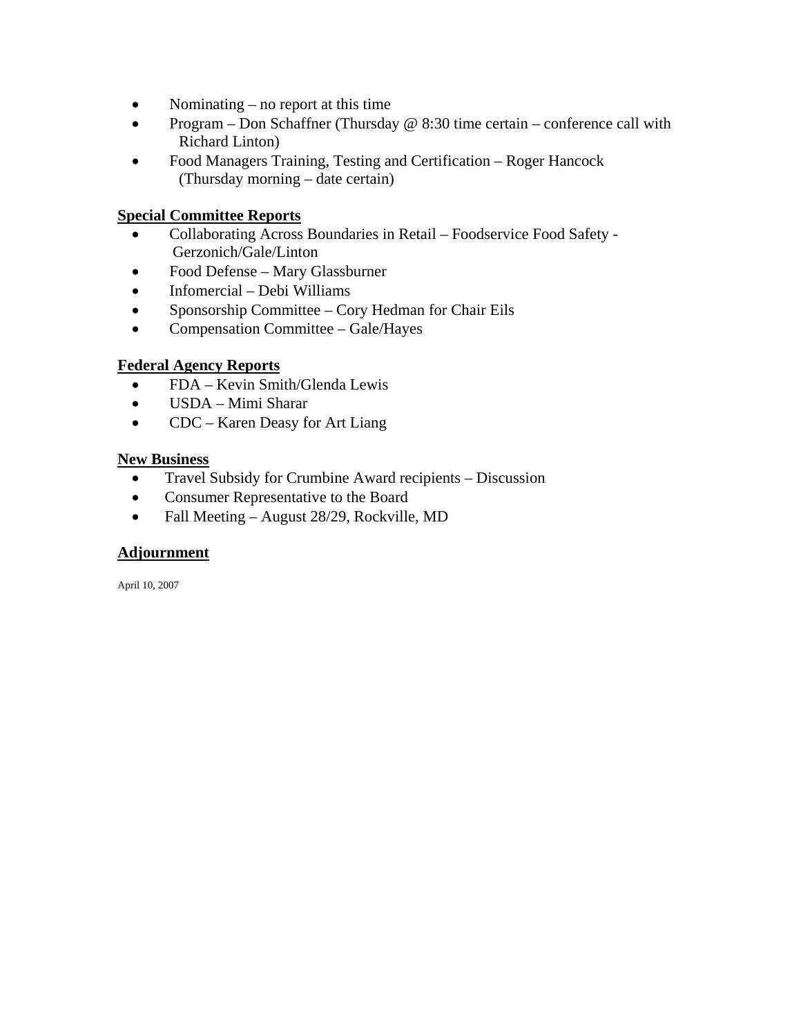- Nominating – no report at this time
- Program – Don Schaffner (Thursday @ 8:30 time certain – conference call with Richard Linton)
- Food Managers Training, Testing and Certification – Roger Hancock (Thursday morning – date certain)

**Special Committee Reports**

- Collaborating Across Boundaries in Retail – Foodservice Food Safety - Gerzonich/Gale/Linton
- Food Defense – Mary Glassburner
- Infomercial – Debi Williams
- Sponsorship Committee – Cory Hedman for Chair Eils
- Compensation Committee – Gale/Hayes

**Federal Agency Reports**

- FDA – Kevin Smith/Glenda Lewis
- USDA – Mimi Sharar
- CDC – Karen Deasy for Art Liang

**New Business**

- Travel Subsidy for Crumbine Award recipients – Discussion
- Consumer Representative to the Board
- Fall Meeting – August 28/29, Rockville, MD

**Adjournment**

April 10, 2007